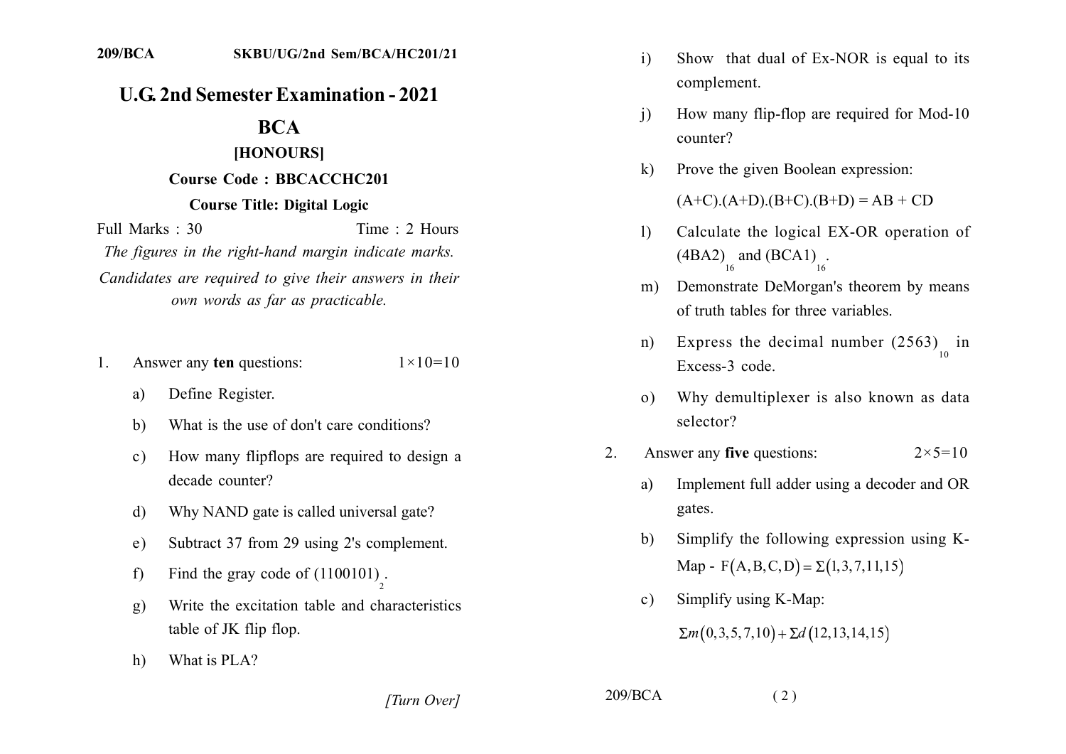# U.G. 2nd Semester Examination - 2021

## BCA

### [HONOURS]

**Course Code : BBCACCHC201**

**Course Title: Digital Logic**

Full Marks : 30 Time : 2 Hours

*The figures in the right-hand margin indicate marks.*

*Candidates are required to give their answers in their own words as far as practicable.*

1. Answer any **ten** questions: $1\times10=10$

   a) Define Register.

   b) What is the use of don't care conditions?

   c) How many flipflops are required to design a decade counter?

   d) Why NAND gate is called universal gate?

   e) Subtract 37 from 29 using 2's complement.

   f) Find the gray code of $(1100101)_2$.

   g) Write the excitation table and characteristics table of JK flip flop.

   h) What is PLA?

   i) Show that dual of Ex-NOR is equal to its complement.

   j) How many flip-flop are required for Mod-10 counter?

   k) Prove the given Boolean expression:

      $(A+C).(A+D).(B+C).(B+D) = AB + CD$

   l) Calculate the logical EX-OR operation of $(4BA2)_{16}$ and $(BCA1)_{16}$.

   m) Demonstrate DeMorgan's theorem by means of truth tables for three variables.

   n) Express the decimal number $(2563)_{10}$ in Excess-3 code.

   o) Why demultiplexer is also known as data selector?

2. Answer any **five** questions: $2\times5=10$

   a) Implement full adder using a decoder and OR gates.

   b) Simplify the following expression using K-Map - $F(A,B,C,D) = \Sigma(1,3,7,11,15)$

   c) Simplify using K-Map:

      $\Sigma m(0,3,5,7,10) + \Sigma d(12,13,14,15)$

*[Turn Over]*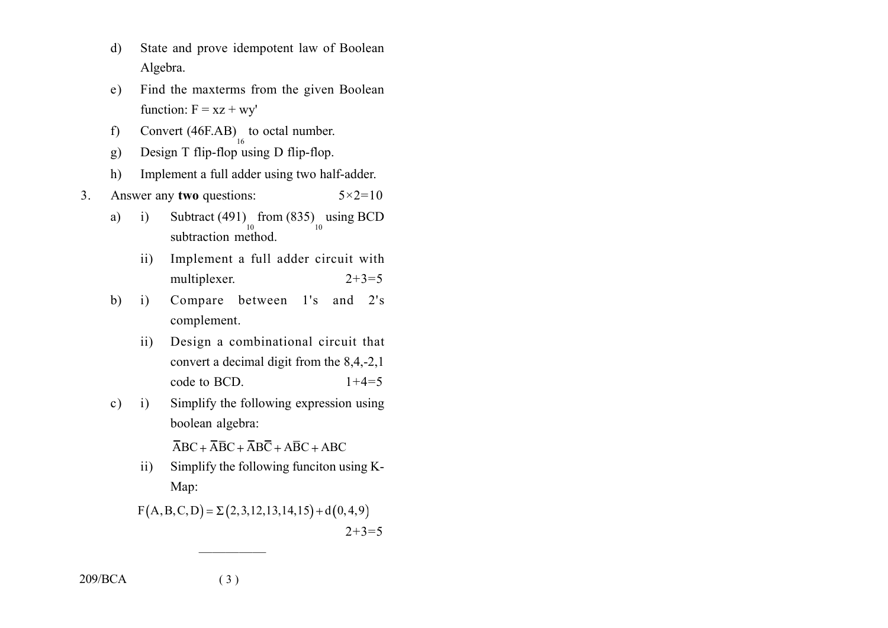d) State and prove idempotent law of Boolean Algebra.

e) Find the maxterms from the given Boolean function: F = xz + wy'

f) Convert $(46F.AB)_{16}$ to octal number.

g) Design T flip-flop using D flip-flop.

h) Implement a full adder using two half-adder.

3. Answer any **two** questions: 5×2=10

a) i) Subtract $(491)_{10}$ from $(835)_{10}$ using BCD subtraction method.

ii) Implement a full adder circuit with multiplexer. 2+3=5

b) i) Compare between 1's and 2's complement.

ii) Design a combinational circuit that convert a decimal digit from the 8,4,-2,1 code to BCD. 1+4=5

c) i) Simplify the following expression using boolean algebra:

$$\overline{A}BC + \overline{A}\overline{B}C + \overline{A}B\overline{C} + A\overline{B}C + ABC$$

ii) Simplify the following funciton using K-Map:

$$F(A,B,C,D) = \Sigma(2,3,12,13,14,15) + d(0,4,9)$$

2+3=5

---

209/BCA